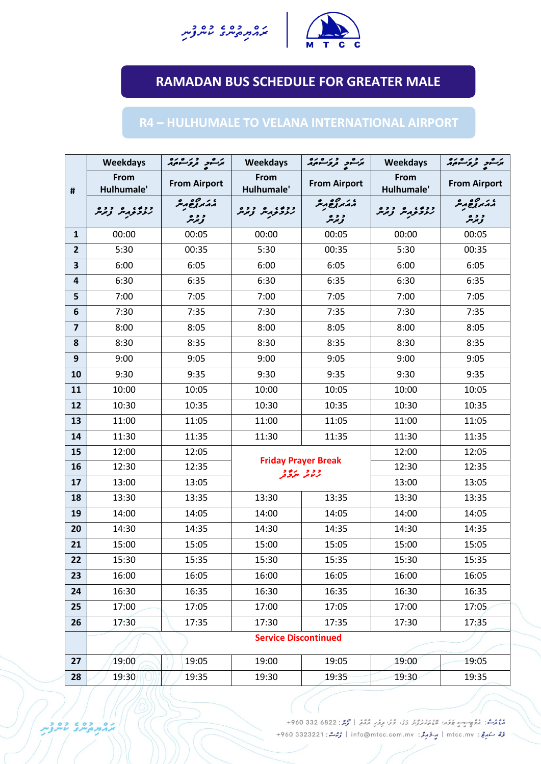# RAMADAN BUS SCHEDULE FOR GREATER MALE

## R4 – HULHUMALE TO VELANA INTERNATIONAL AIRPORT

| # | Weekdays From Hulhumale' | ނަސްދީ ދުވަސްތައް From Airport | Weekdays From Hulhumale' | ނަސްދީ ދުވަސްތައް From Airport | Weekdays From Hulhumale' | ނަސްދީ ދުވަސްތައް From Airport |
|---|---|---|---|---|---|---|
| 1 | 00:00 | 00:05 | 00:00 | 00:05 | 00:00 | 00:05 |
| 2 | 5:30 | 00:35 | 5:30 | 00:35 | 5:30 | 00:35 |
| 3 | 6:00 | 6:05 | 6:00 | 6:05 | 6:00 | 6:05 |
| 4 | 6:30 | 6:35 | 6:30 | 6:35 | 6:30 | 6:35 |
| 5 | 7:00 | 7:05 | 7:00 | 7:05 | 7:00 | 7:05 |
| 6 | 7:30 | 7:35 | 7:30 | 7:35 | 7:30 | 7:35 |
| 7 | 8:00 | 8:05 | 8:00 | 8:05 | 8:00 | 8:05 |
| 8 | 8:30 | 8:35 | 8:30 | 8:35 | 8:30 | 8:35 |
| 9 | 9:00 | 9:05 | 9:00 | 9:05 | 9:00 | 9:05 |
| 10 | 9:30 | 9:35 | 9:30 | 9:35 | 9:30 | 9:35 |
| 11 | 10:00 | 10:05 | 10:00 | 10:05 | 10:00 | 10:05 |
| 12 | 10:30 | 10:35 | 10:30 | 10:35 | 10:30 | 10:35 |
| 13 | 11:00 | 11:05 | 11:00 | 11:05 | 11:00 | 11:05 |
| 14 | 11:30 | 11:35 | 11:30 | 11:35 | 11:30 | 11:35 |
| 15 | 12:00 | 12:05 | Friday Prayer Break | | 12:00 | 12:05 |
| 16 | 12:30 | 12:35 | | | 12:30 | 12:35 |
| 17 | 13:00 | 13:05 | | | 13:00 | 13:05 |
| 18 | 13:30 | 13:35 | 13:30 | 13:35 | 13:30 | 13:35 |
| 19 | 14:00 | 14:05 | 14:00 | 14:05 | 14:00 | 14:05 |
| 20 | 14:30 | 14:35 | 14:30 | 14:35 | 14:30 | 14:35 |
| 21 | 15:00 | 15:05 | 15:00 | 15:05 | 15:00 | 15:05 |
| 22 | 15:30 | 15:35 | 15:30 | 15:35 | 15:30 | 15:35 |
| 23 | 16:00 | 16:05 | 16:00 | 16:05 | 16:00 | 16:05 |
| 24 | 16:30 | 16:35 | 16:30 | 16:35 | 16:30 | 16:35 |
| 25 | 17:00 | 17:05 | 17:00 | 17:05 | 17:00 | 17:05 |
| 26 | 17:30 | 17:35 | 17:30 | 17:35 | 17:30 | 17:35 |
| | Service Discontinued | | | | | |
| 27 | 19:00 | 19:05 | 19:00 | 19:05 | 19:00 | 19:05 |
| 28 | 19:30 | 19:35 | 19:30 | 19:35 | 19:30 | 19:35 |

+960 332 6822 | +960 3323221 | info@mtcc.com.mv | mtcc.mv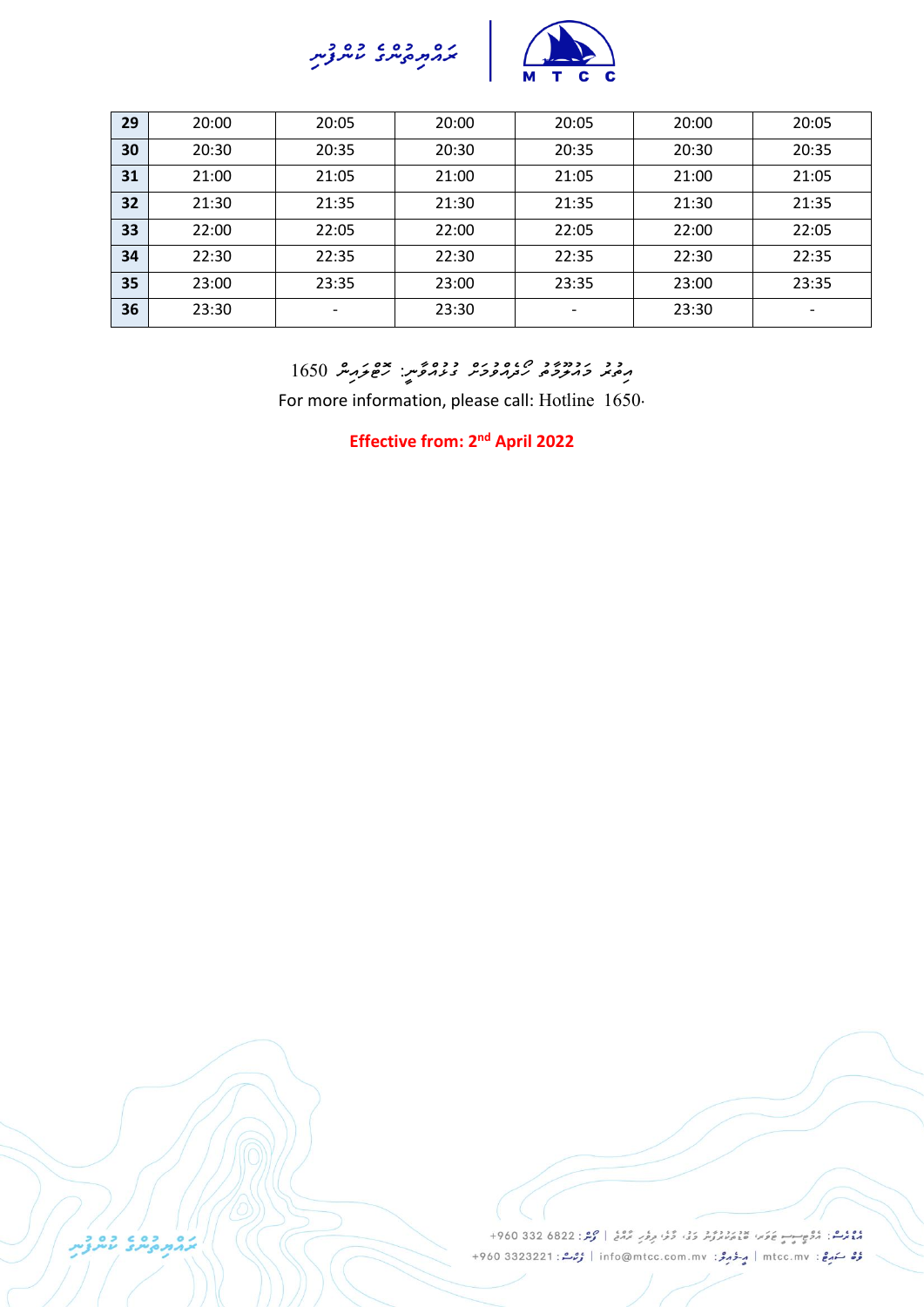| | | | | | | |
|---|---|---|---|---|---|---|
| **29** | 20:00 | 20:05 | 20:00 | 20:05 | 20:00 | 20:05 |
| **30** | 20:30 | 20:35 | 20:30 | 20:35 | 20:30 | 20:35 |
| **31** | 21:00 | 21:05 | 21:00 | 21:05 | 21:00 | 21:05 |
| **32** | 21:30 | 21:35 | 21:30 | 21:35 | 21:30 | 21:35 |
| **33** | 22:00 | 22:05 | 22:00 | 22:05 | 22:00 | 22:05 |
| **34** | 22:30 | 22:35 | 22:30 | 22:35 | 22:30 | 22:35 |
| **35** | 23:00 | 23:35 | 23:00 | 23:35 | 23:00 | 23:35 |
| **36** | 23:30 | - | 23:30 | - | 23:30 | - |

އިތުރު މައުލޫމާތު ހޯދުމުގައި ގުޅުއްވާނީ: ހޮޓްލައިން 1650

For more information, please call: Hotline 1650.

**Effective from: 2nd April 2022**